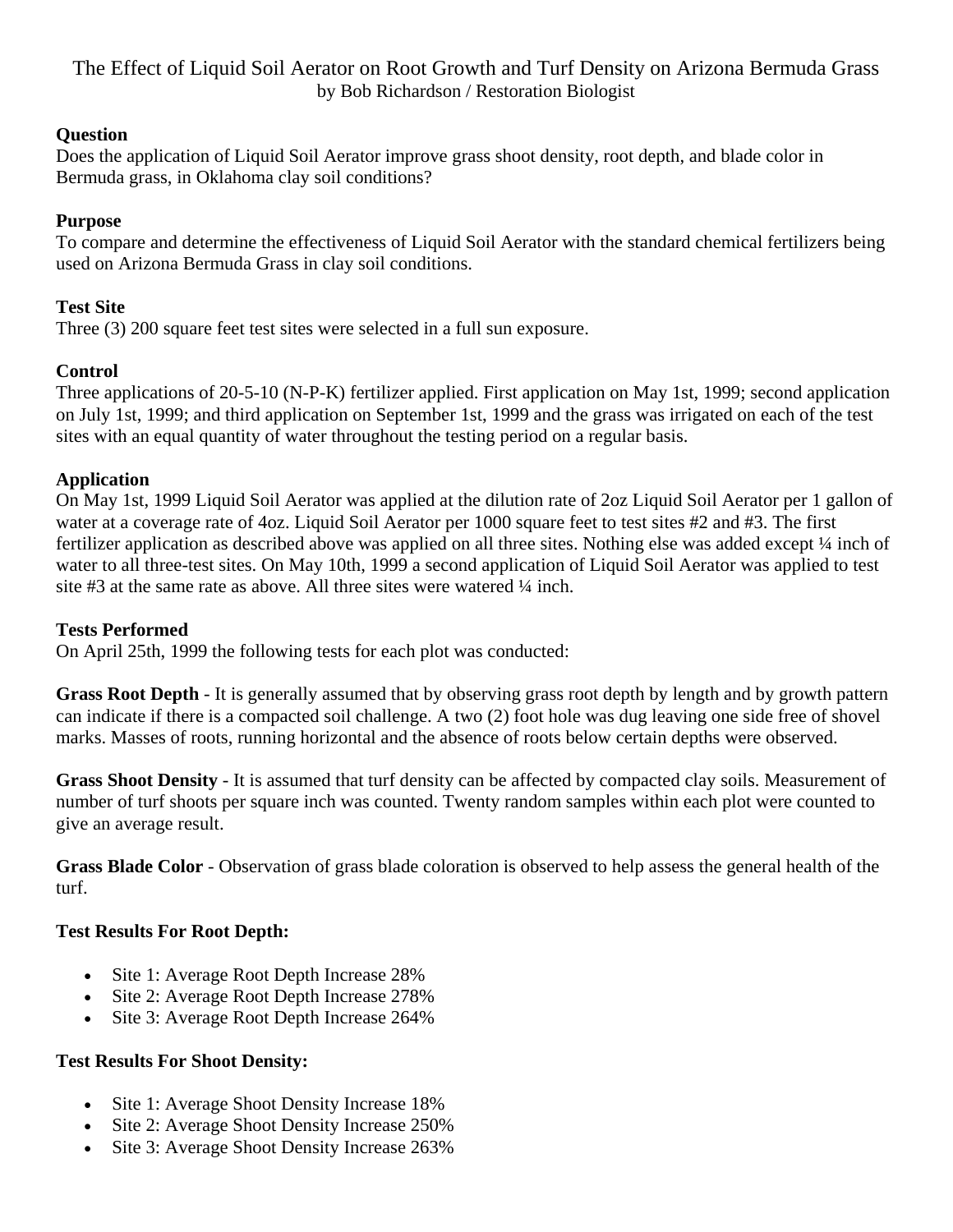# The Effect of Liquid Soil Aerator on Root Growth and Turf Density on Arizona Bermuda Grass

by Bob Richardson / Restoration Biologist

**Question**

Does the application of Liquid Soil Aerator improve grass shoot density, root depth, and blade color in Bermuda grass, in Oklahoma clay soil conditions?

**Purpose**

To compare and determine the effectiveness of Liquid Soil Aerator with the standard chemical fertilizers being used on Arizona Bermuda Grass in clay soil conditions.

**Test Site**

Three (3) 200 square feet test sites were selected in a full sun exposure.

**Control**

Three applications of 20-5-10 (N-P-K) fertilizer applied. First application on May 1st, 1999; second application on July 1st, 1999; and third application on September 1st, 1999 and the grass was irrigated on each of the test sites with an equal quantity of water throughout the testing period on a regular basis.

**Application**

On May 1st, 1999 Liquid Soil Aerator was applied at the dilution rate of 2oz Liquid Soil Aerator per 1 gallon of water at a coverage rate of 4oz. Liquid Soil Aerator per 1000 square feet to test sites #2 and #3. The first fertilizer application as described above was applied on all three sites. Nothing else was added except ¼ inch of water to all three-test sites. On May 10th, 1999 a second application of Liquid Soil Aerator was applied to test site #3 at the same rate as above. All three sites were watered ¼ inch.

**Tests Performed**

On April 25th, 1999 the following tests for each plot was conducted:

**Grass Root Depth** - It is generally assumed that by observing grass root depth by length and by growth pattern can indicate if there is a compacted soil challenge. A two (2) foot hole was dug leaving one side free of shovel marks. Masses of roots, running horizontal and the absence of roots below certain depths were observed.

**Grass Shoot Density** - It is assumed that turf density can be affected by compacted clay soils. Measurement of number of turf shoots per square inch was counted. Twenty random samples within each plot were counted to give an average result.

**Grass Blade Color** - Observation of grass blade coloration is observed to help assess the general health of the turf.

**Test Results For Root Depth:**

- Site 1: Average Root Depth Increase 28%
- Site 2: Average Root Depth Increase 278%
- Site 3: Average Root Depth Increase 264%

**Test Results For Shoot Density:**

- Site 1: Average Shoot Density Increase 18%
- Site 2: Average Shoot Density Increase 250%
- Site 3: Average Shoot Density Increase 263%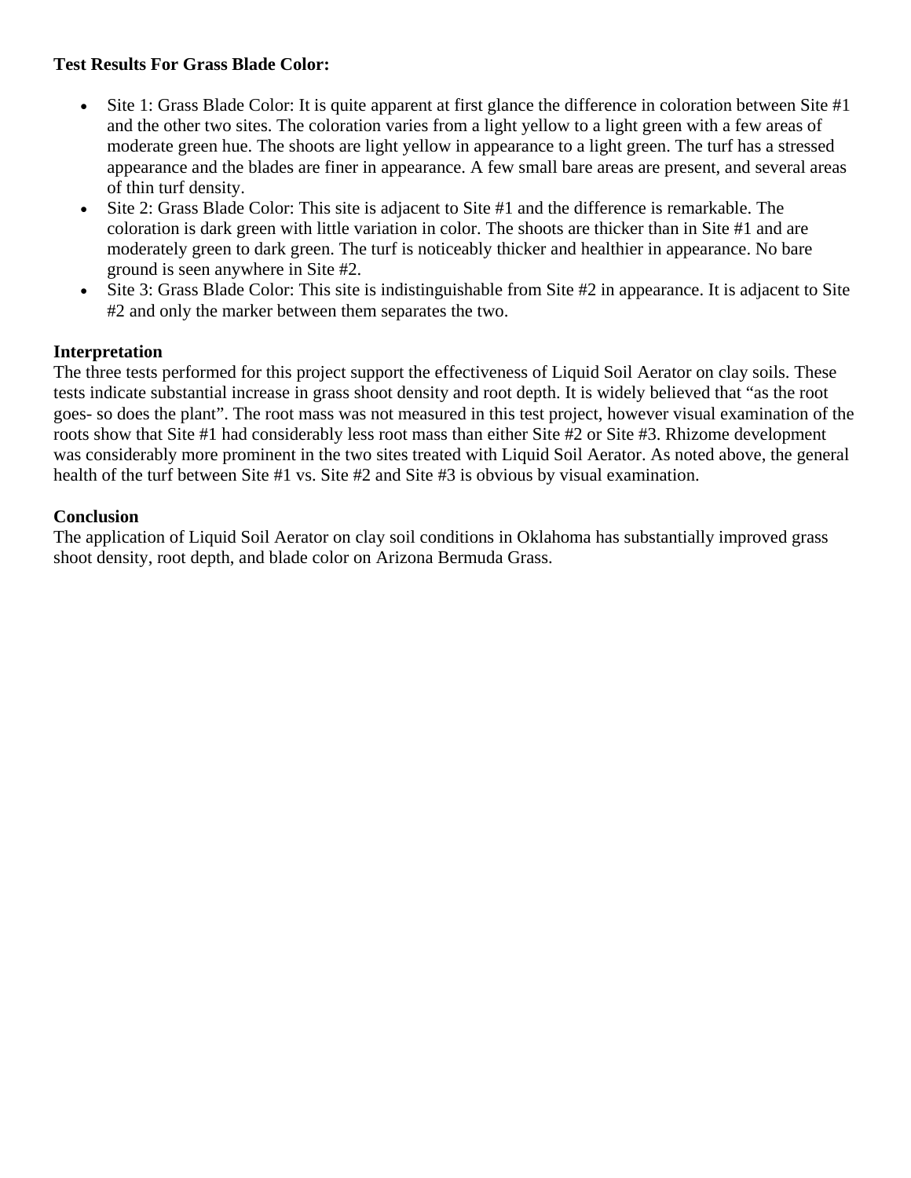**Test Results For Grass Blade Color:**

- Site 1: Grass Blade Color: It is quite apparent at first glance the difference in coloration between Site #1 and the other two sites. The coloration varies from a light yellow to a light green with a few areas of moderate green hue. The shoots are light yellow in appearance to a light green. The turf has a stressed appearance and the blades are finer in appearance. A few small bare areas are present, and several areas of thin turf density.
- Site 2: Grass Blade Color: This site is adjacent to Site #1 and the difference is remarkable. The coloration is dark green with little variation in color. The shoots are thicker than in Site #1 and are moderately green to dark green. The turf is noticeably thicker and healthier in appearance. No bare ground is seen anywhere in Site #2.
- Site 3: Grass Blade Color: This site is indistinguishable from Site #2 in appearance. It is adjacent to Site #2 and only the marker between them separates the two.

**Interpretation**

The three tests performed for this project support the effectiveness of Liquid Soil Aerator on clay soils. These tests indicate substantial increase in grass shoot density and root depth. It is widely believed that "as the root goes- so does the plant". The root mass was not measured in this test project, however visual examination of the roots show that Site #1 had considerably less root mass than either Site #2 or Site #3. Rhizome development was considerably more prominent in the two sites treated with Liquid Soil Aerator. As noted above, the general health of the turf between Site #1 vs. Site #2 and Site #3 is obvious by visual examination.

**Conclusion**

The application of Liquid Soil Aerator on clay soil conditions in Oklahoma has substantially improved grass shoot density, root depth, and blade color on Arizona Bermuda Grass.